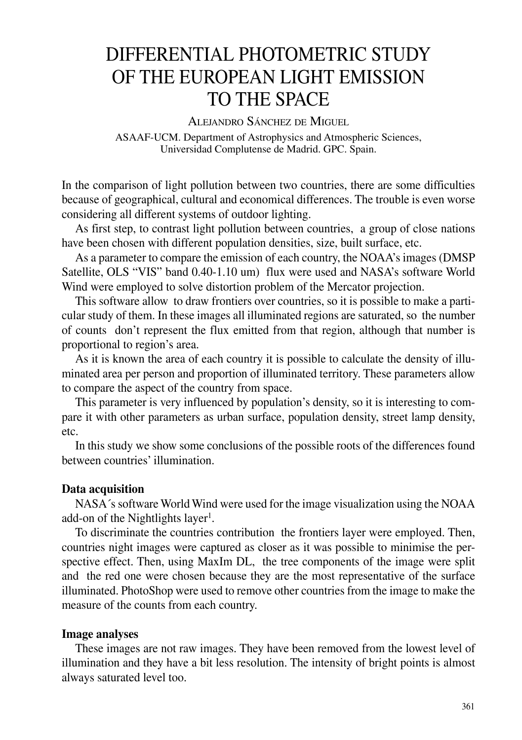# DIFFERENTIAL PHOTOMETRIC STUDY OF THE EUROPEAN LIGHT EMISSION TO THE SPACE

ALEJANDRO SÁNCHEZ DE MIGUEL

ASAAF-UCM. Department of Astrophysics and Atmospheric Sciences, Universidad Complutense de Madrid. GPC. Spain.

In the comparison of light pollution between two countries, there are some difficulties because of geographical, cultural and economical differences. The trouble is even worse considering all different systems of outdoor lighting.

As first step, to contrast light pollution between countries, a group of close nations have been chosen with different population densities, size, built surface, etc.

As a parameter to compare the emission of each country, the NOAA's images (DMSP Satellite, OLS "VIS" band 0.40-1.10 um) flux were used and NASA's software World Wind were employed to solve distortion problem of the Mercator projection.

This software allow to draw frontiers over countries, so it is possible to make a particular study of them. In these images all illuminated regions are saturated, so the number of counts don't represent the flux emitted from that region, although that number is proportional to region's area.

As it is known the area of each country it is possible to calculate the density of illuminated area per person and proportion of illuminated territory. These parameters allow to compare the aspect of the country from space.

This parameter is very influenced by population's density, so it is interesting to compare it with other parameters as urban surface, population density, street lamp density, etc.

In this study we show some conclusions of the possible roots of the differences found between countries' illumination.

## Data acquisition

NASA´s software World Wind were used for the image visualization using the NOAA add-on of the Nightlights layer[1].

To discriminate the countries contribution the frontiers layer were employed. Then, countries night images were captured as closer as it was possible to minimise the perspective effect. Then, using MaxIm DL, the tree components of the image were split and the red one were chosen because they are the most representative of the surface illuminated. PhotoShop were used to remove other countries from the image to make the measure of the counts from each country.

## Image analyses

These images are not raw images. They have been removed from the lowest level of illumination and they have a bit less resolution. The intensity of bright points is almost always saturated level too.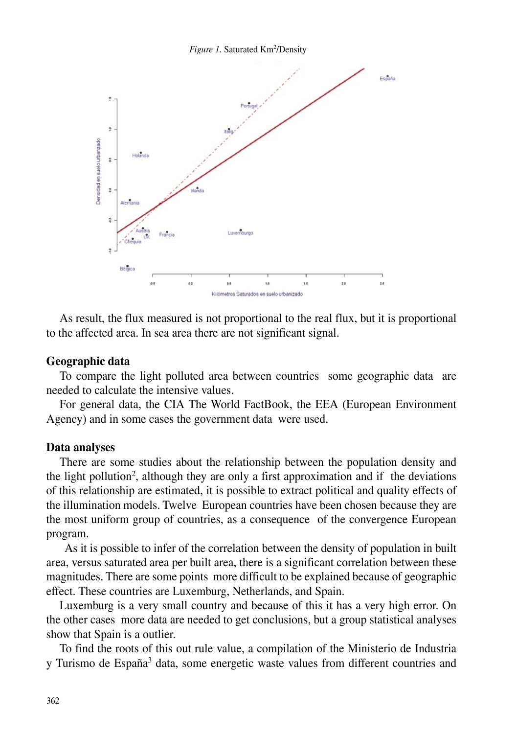*Figure 1.* Saturated Km[2]/Density

As result, the flux measured is not proportional to the real flux, but it is proportional to the affected area. In sea area there are not significant signal.

**Geographic data**

To compare the light polluted area between countries some geographic data are needed to calculate the intensive values.

For general data, the CIA The World FactBook, the EEA (European Environment Agency) and in some cases the government data were used.

**Data analyses**

There are some studies about the relationship between the population density and the light pollution[2], although they are only a first approximation and if the deviations of this relationship are estimated, it is possible to extract political and quality effects of the illumination models. Twelve European countries have been chosen because they are the most uniform group of countries, as a consequence of the convergence European program.

As it is possible to infer of the correlation between the density of population in built area, versus saturated area per built area, there is a significant correlation between these magnitudes. There are some points more difficult to be explained because of geographic effect. These countries are Luxemburg, Netherlands, and Spain.

Luxemburg is a very small country and because of this it has a very high error. On the other cases more data are needed to get conclusions, but a group statistical analyses show that Spain is a outlier.

To find the roots of this out rule value, a compilation of the Ministerio de Industria y Turismo de España[3] data, some energetic waste values from different countries and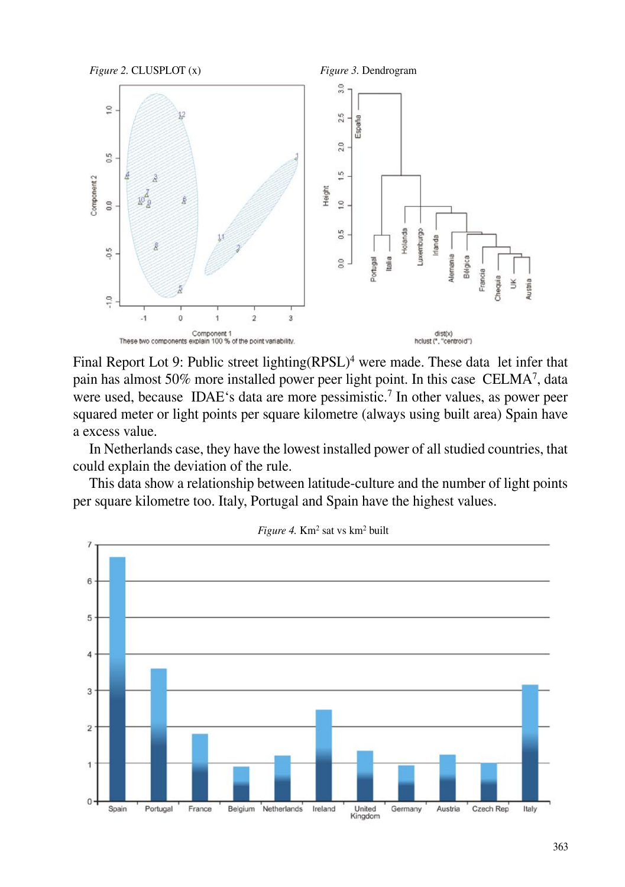*Figure 2.* CLUSPLOT (x)

*Figure 3.* Dendrogram

Final Report Lot 9: Public street lighting(RPSL)[4] were made. These data let infer that pain has almost 50% more installed power peer light point. In this case CELMA[7], data were used, because IDAE's data are more pessimistic.[7] In other values, as power peer squared meter or light points per square kilometre (always using built area) Spain have a excess value.

In Netherlands case, they have the lowest installed power of all studied countries, that could explain the deviation of the rule.

This data show a relationship between latitude-culture and the number of light points per square kilometre too. Italy, Portugal and Spain have the highest values.

*Figure 4.* Km[2] sat vs km[2] built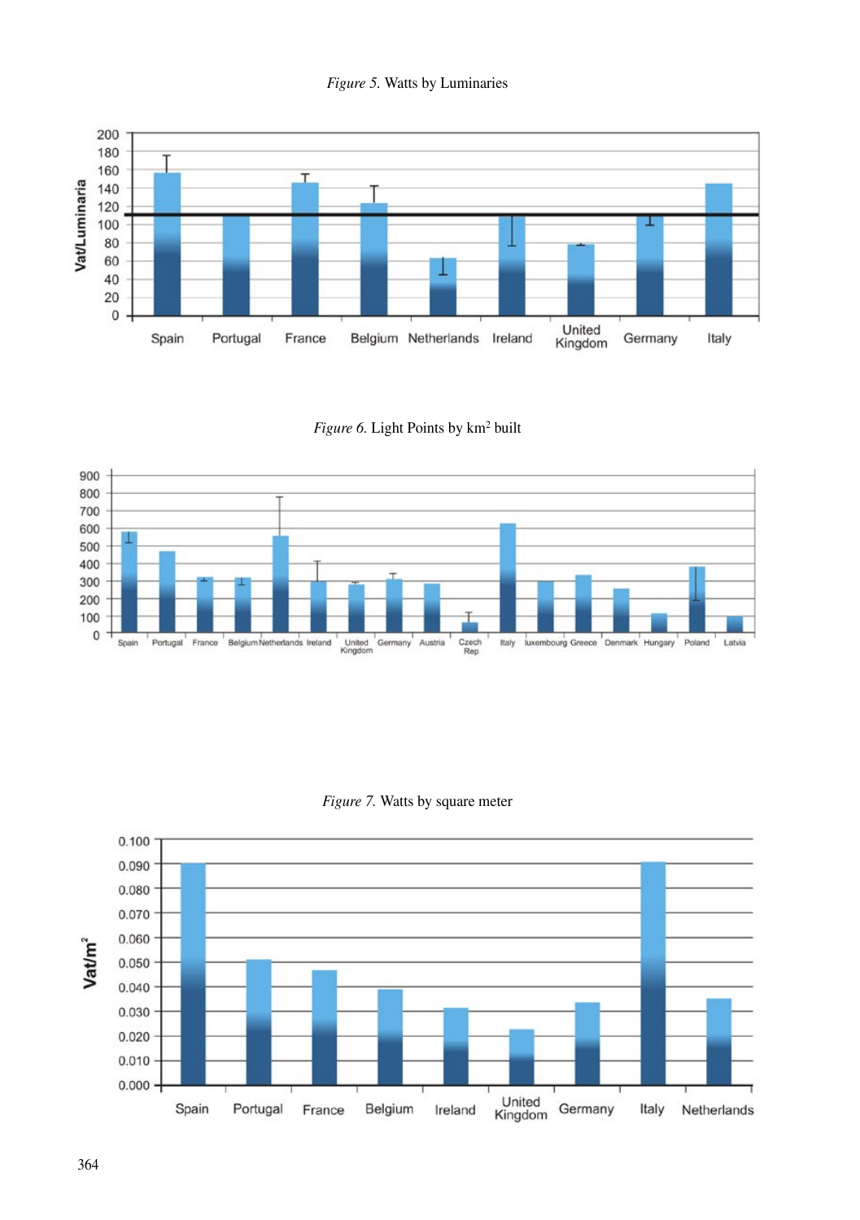*Figure 5.* Watts by Luminaries

*Figure 6.* Light Points by km$^2$ built

*Figure 7.* Watts by square meter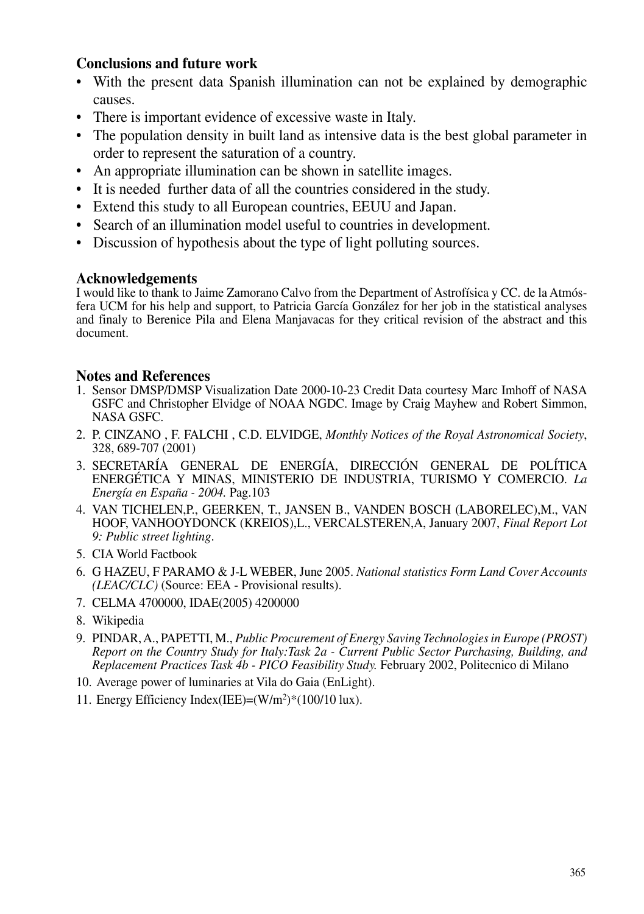## Conclusions and future work

- With the present data Spanish illumination can not be explained by demographic causes.
- There is important evidence of excessive waste in Italy.
- The population density in built land as intensive data is the best global parameter in order to represent the saturation of a country.
- An appropriate illumination can be shown in satellite images.
- It is needed further data of all the countries considered in the study.
- Extend this study to all European countries, EEUU and Japan.
- Search of an illumination model useful to countries in development.
- Discussion of hypothesis about the type of light polluting sources.

## Acknowledgements

I would like to thank to Jaime Zamorano Calvo from the Department of Astrofísica y CC. de la Atmósfera UCM for his help and support, to Patricia García González for her job in the statistical analyses and finaly to Berenice Pila and Elena Manjavacas for they critical revision of the abstract and this document.

## Notes and References

1. Sensor DMSP/DMSP Visualization Date 2000-10-23 Credit Data courtesy Marc Imhoff of NASA GSFC and Christopher Elvidge of NOAA NGDC. Image by Craig Mayhew and Robert Simmon, NASA GSFC.
2. P. CINZANO , F. FALCHI , C.D. ELVIDGE, *Monthly Notices of the Royal Astronomical Society*, 328, 689-707 (2001)
3. SECRETARÍA GENERAL DE ENERGÍA, DIRECCIÓN GENERAL DE POLÍTICA ENERGÉTICA Y MINAS, MINISTERIO DE INDUSTRIA, TURISMO Y COMERCIO. *La Energía en España - 2004.* Pag.103
4. VAN TICHELEN,P., GEERKEN, T., JANSEN B., VANDEN BOSCH (LABORELEC),M., VAN HOOF, VANHOOYDONCK (KREIOS),L., VERCALSTEREN,A, January 2007, *Final Report Lot 9: Public street lighting*.
5. CIA World Factbook
6. G HAZEU, F PARAMO & J-L WEBER, June 2005. *National statistics Form Land Cover Accounts (LEAC/CLC)* (Source: EEA - Provisional results).
7. CELMA 4700000, IDAE(2005) 4200000
8. Wikipedia
9. PINDAR, A., PAPETTI, M., *Public Procurement of Energy Saving Technologies in Europe (PROST) Report on the Country Study for Italy:Task 2a - Current Public Sector Purchasing, Building, and Replacement Practices Task 4b - PICO Feasibility Study.* February 2002, Politecnico di Milano
10. Average power of luminaries at Vila do Gaia (EnLight).
11. Energy Efficiency Index(IEE)=(W/m$^2$)*(100/10 lux).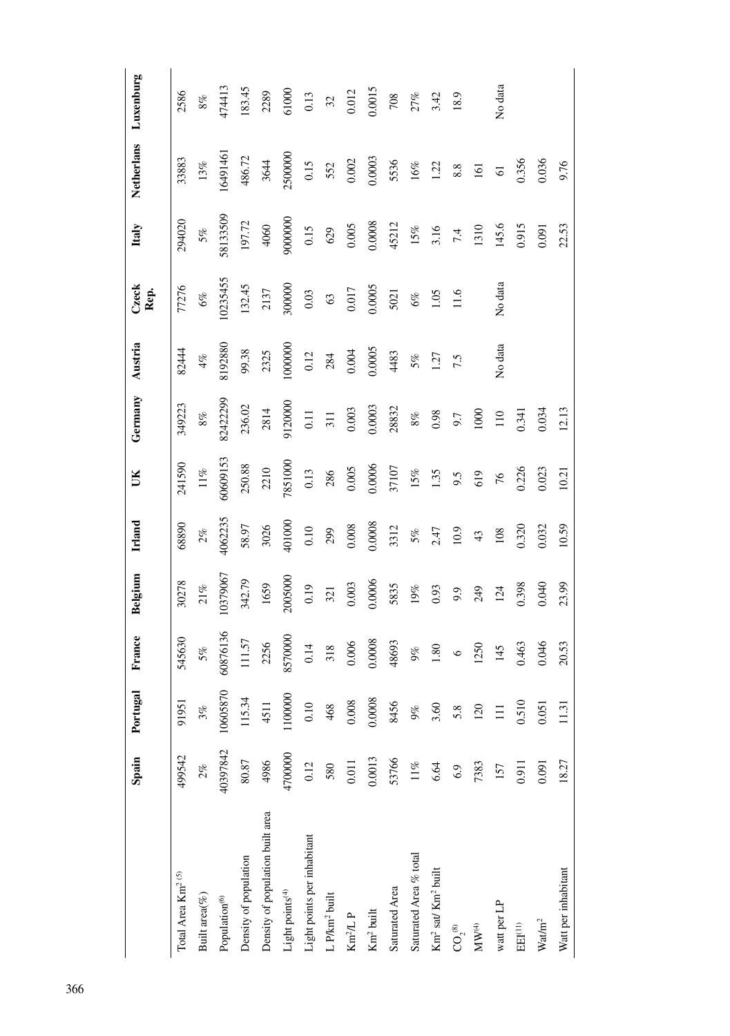| | Spain | Portugal | France | Belgium | Irland | UK | Germany | Austria | Czeck Rep. | Italy | Netherlans | Luxenburg |
|---|---|---|---|---|---|---|---|---|---|---|---|---|
| Total Area $Km^2$ [5] | 499542 | 91951 | 545630 | 30278 | 68890 | 241590 | 349223 | 82444 | 77276 | 294020 | 33883 | 2586 |
| Built area(%) | 2% | 3% | 5% | 21% | 2% | 11% | 8% | 4% | 6% | 5% | 13% | 8% |
| Population[6] | 40397842 | 10605870 | 60876136 | 10379067 | 4062235 | 60609153 | 82422299 | 8192880 | 10235455 | 58133509 | 16491461 | 474413 |
| Density of population | 80.87 | 115.34 | 111.57 | 342.79 | 58.97 | 250.88 | 236.02 | 99.38 | 132.45 | 197.72 | 486.72 | 183.45 |
| Density of population built area | 4986 | 4511 | 2256 | 1659 | 3026 | 2210 | 2814 | 2325 | 2137 | 4060 | 3644 | 2289 |
| Light points[4] | 4700000 | 1100000 | 8570000 | 2005000 | 401000 | 7851000 | 9120000 | 1000000 | 300000 | 9000000 | 2500000 | 61000 |
| Light points per inhabitant | 0.12 | 0.10 | 0.14 | 0.19 | 0.10 | 0.13 | 0.11 | 0.12 | 0.03 | 0.15 | 0.15 | 0.13 |
| L P/$km^2$ built | 580 | 468 | 318 | 321 | 299 | 286 | 311 | 284 | 63 | 629 | 552 | 32 |
| $Km^2$/L P | 0.011 | 0.008 | 0.006 | 0.003 | 0.008 | 0.005 | 0.003 | 0.004 | 0.017 | 0.005 | 0.002 | 0.012 |
| $Km^2$ built | 0.0013 | 0.0008 | 0.0008 | 0.0006 | 0.0008 | 0.0006 | 0.0003 | 0.0005 | 0.0005 | 0.0008 | 0.0003 | 0.0015 |
| Saturated Area | 53766 | 8456 | 48693 | 5835 | 3312 | 37107 | 28832 | 4483 | 5021 | 45212 | 5536 | 708 |
| Saturated Area % total | 11% | 9% | 9% | 19% | 5% | 15% | 8% | 5% | 6% | 15% | 16% | 27% |
| $Km^2$ sat/ $Km^2$ built | 6.64 | 3.60 | 1.80 | 0.93 | 2.47 | 1.35 | 0.98 | 1.27 | 1.05 | 3.16 | 1.22 | 3.42 |
| $CO_2$ [8] | 6.9 | 5.8 | 6 | 9.9 | 10.9 | 9.5 | 9.7 | 7.5 | 11.6 | 7.4 | 8.8 | 18.9 |
| MW[4] | 7383 | 120 | 1250 | 249 | 43 | 619 | 1000 | | | 1310 | 161 | |
| watt per LP | 157 | 111 | 145 | 124 | 108 | 76 | 110 | No data | No data | 145.6 | 61 | No data |
| EEI[11] | 0.911 | 0.510 | 0.463 | 0.398 | 0.320 | 0.226 | 0.341 | | | 0.915 | 0.356 | |
| Wat/$m^2$ | 0.091 | 0.051 | 0.046 | 0.040 | 0.032 | 0.023 | 0.034 | | | 0.091 | 0.036 | |
| Watt per inhabitant | 18.27 | 11.31 | 20.53 | 23.99 | 10.59 | 10.21 | 12.13 | | | 22.53 | 9.76 | |